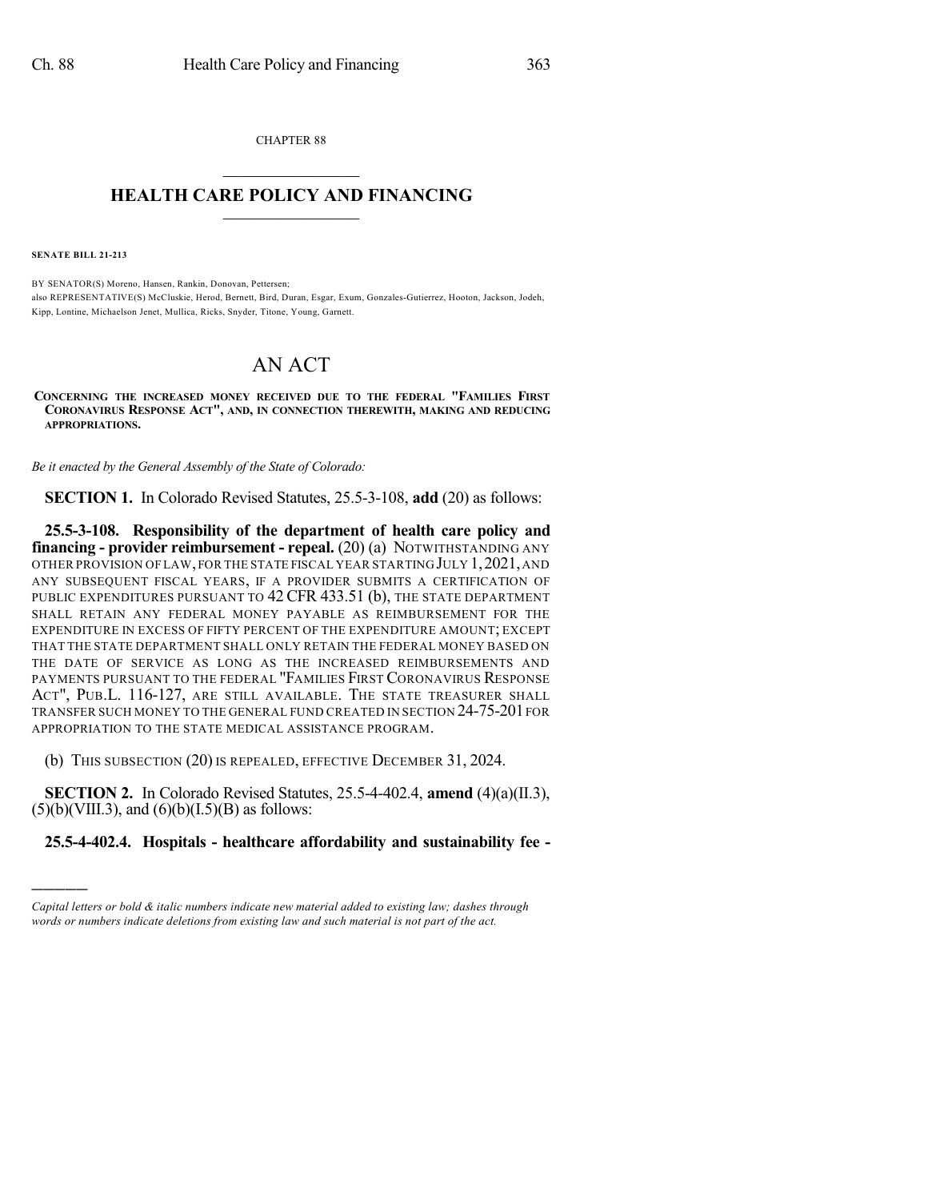CHAPTER 88

# HEALTH CARE POLICY AND FINANCING

**SENATE BILL 21-213**

BY SENATOR(S) Moreno, Hansen, Rankin, Donovan, Pettersen;
also REPRESENTATIVE(S) McCluskie, Herod, Bernett, Bird, Duran, Esgar, Exum, Gonzales-Gutierrez, Hooton, Jackson, Jodeh, Kipp, Lontine, Michaelson Jenet, Mullica, Ricks, Snyder, Titone, Young, Garnett.

# AN ACT

**CONCERNING THE INCREASED MONEY RECEIVED DUE TO THE FEDERAL "FAMILIES FIRST CORONAVIRUS RESPONSE ACT", AND, IN CONNECTION THEREWITH, MAKING AND REDUCING APPROPRIATIONS.**

*Be it enacted by the General Assembly of the State of Colorado:*

**SECTION 1.** In Colorado Revised Statutes, 25.5-3-108, **add** (20) as follows:

**25.5-3-108. Responsibility of the department of health care policy and financing - provider reimbursement - repeal.** (20) (a) NOTWITHSTANDING ANY OTHER PROVISION OF LAW, FOR THE STATE FISCAL YEAR STARTING JULY 1, 2021, AND ANY SUBSEQUENT FISCAL YEARS, IF A PROVIDER SUBMITS A CERTIFICATION OF PUBLIC EXPENDITURES PURSUANT TO 42 CFR 433.51 (b), THE STATE DEPARTMENT SHALL RETAIN ANY FEDERAL MONEY PAYABLE AS REIMBURSEMENT FOR THE EXPENDITURE IN EXCESS OF FIFTY PERCENT OF THE EXPENDITURE AMOUNT; EXCEPT THAT THE STATE DEPARTMENT SHALL ONLY RETAIN THE FEDERAL MONEY BASED ON THE DATE OF SERVICE AS LONG AS THE INCREASED REIMBURSEMENTS AND PAYMENTS PURSUANT TO THE FEDERAL "FAMILIES FIRST CORONAVIRUS RESPONSE ACT", PUB.L. 116-127, ARE STILL AVAILABLE. THE STATE TREASURER SHALL TRANSFER SUCH MONEY TO THE GENERAL FUND CREATED IN SECTION 24-75-201 FOR APPROPRIATION TO THE STATE MEDICAL ASSISTANCE PROGRAM.

(b) THIS SUBSECTION (20) IS REPEALED, EFFECTIVE DECEMBER 31, 2024.

**SECTION 2.** In Colorado Revised Statutes, 25.5-4-402.4, **amend** (4)(a)(II.3), (5)(b)(VIII.3), and (6)(b)(I.5)(B) as follows:

**25.5-4-402.4. Hospitals - healthcare affordability and sustainability fee -**

---

*Capital letters or bold & italic numbers indicate new material added to existing law; dashes through words or numbers indicate deletions from existing law and such material is not part of the act.*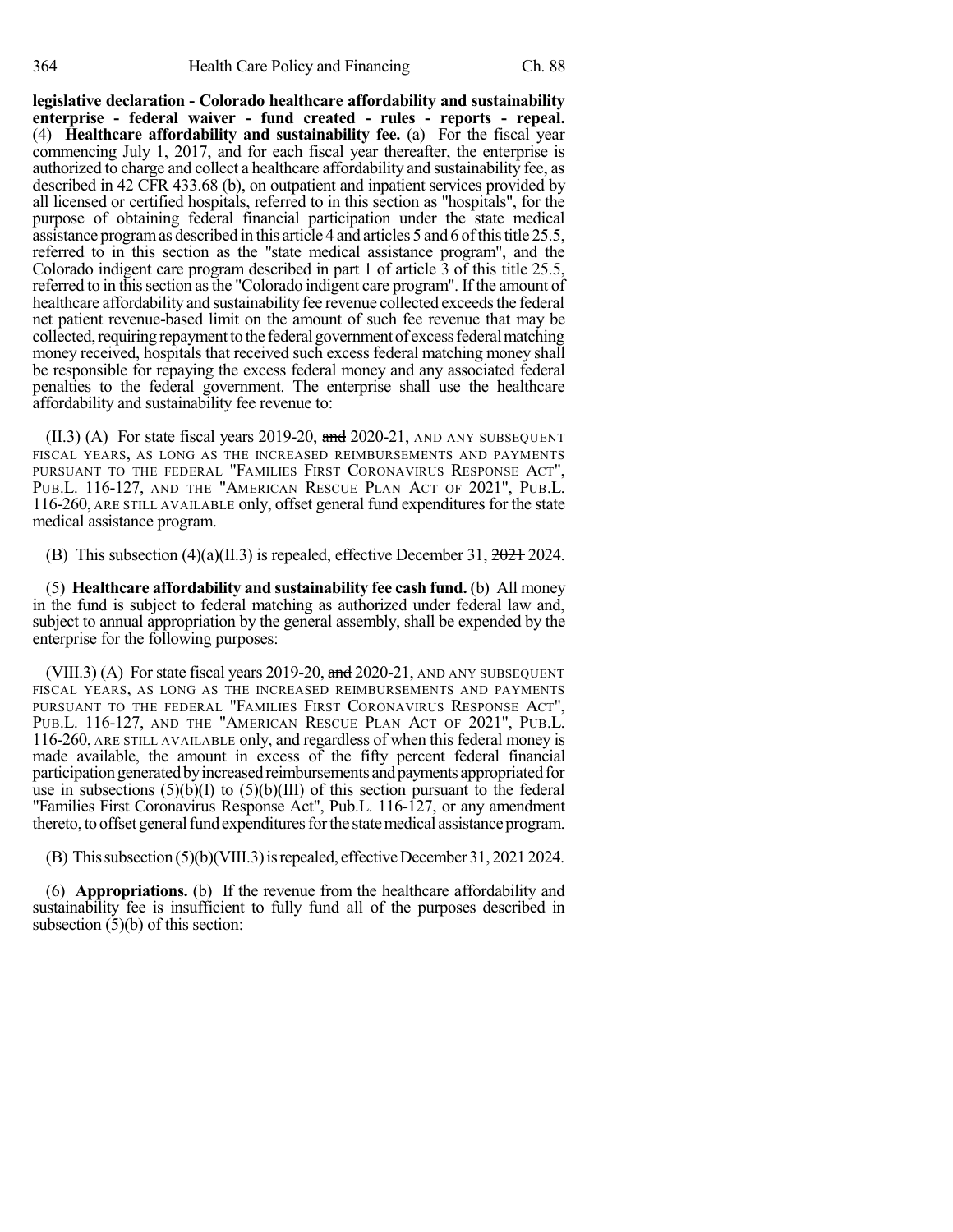**legislative declaration - Colorado healthcare affordability and sustainability enterprise - federal waiver - fund created - rules - reports - repeal.** (4) **Healthcare affordability and sustainability fee.** (a) For the fiscal year commencing July 1, 2017, and for each fiscal year thereafter, the enterprise is authorized to charge and collect a healthcare affordability and sustainability fee, as described in 42 CFR 433.68 (b), on outpatient and inpatient services provided by all licensed or certified hospitals, referred to in this section as "hospitals", for the purpose of obtaining federal financial participation under the state medical assistance program as described in this article 4 and articles 5 and 6 of this title 25.5, referred to in this section as the "state medical assistance program", and the Colorado indigent care program described in part 1 of article 3 of this title 25.5, referred to in this section as the "Colorado indigent care program". If the amount of healthcare affordability and sustainability fee revenue collected exceeds the federal net patient revenue-based limit on the amount of such fee revenue that may be collected, requiring repayment to the federal government of excess federal matching money received, hospitals that received such excess federal matching money shall be responsible for repaying the excess federal money and any associated federal penalties to the federal government. The enterprise shall use the healthcare affordability and sustainability fee revenue to:

(II.3) (A) For state fiscal years 2019-20, ~~and~~ 2020-21, AND ANY SUBSEQUENT FISCAL YEARS, AS LONG AS THE INCREASED REIMBURSEMENTS AND PAYMENTS PURSUANT TO THE FEDERAL "FAMILIES FIRST CORONAVIRUS RESPONSE ACT", PUB.L. 116-127, AND THE "AMERICAN RESCUE PLAN ACT OF 2021", PUB.L. 116-260, ARE STILL AVAILABLE only, offset general fund expenditures for the state medical assistance program.

(B) This subsection (4)(a)(II.3) is repealed, effective December 31, ~~2021~~ 2024.

(5) **Healthcare affordability and sustainability fee cash fund.** (b) All money in the fund is subject to federal matching as authorized under federal law and, subject to annual appropriation by the general assembly, shall be expended by the enterprise for the following purposes:

(VIII.3) (A) For state fiscal years 2019-20, ~~and~~ 2020-21, AND ANY SUBSEQUENT FISCAL YEARS, AS LONG AS THE INCREASED REIMBURSEMENTS AND PAYMENTS PURSUANT TO THE FEDERAL "FAMILIES FIRST CORONAVIRUS RESPONSE ACT", PUB.L. 116-127, AND THE "AMERICAN RESCUE PLAN ACT OF 2021", PUB.L. 116-260, ARE STILL AVAILABLE only, and regardless of when this federal money is made available, the amount in excess of the fifty percent federal financial participation generated by increased reimbursements and payments appropriated for use in subsections (5)(b)(I) to (5)(b)(III) of this section pursuant to the federal "Families First Coronavirus Response Act", Pub.L. 116-127, or any amendment thereto, to offset general fund expenditures for the state medical assistance program.

(B) This subsection (5)(b)(VIII.3) is repealed, effective December 31, ~~2021~~ 2024.

(6) **Appropriations.** (b) If the revenue from the healthcare affordability and sustainability fee is insufficient to fully fund all of the purposes described in subsection (5)(b) of this section: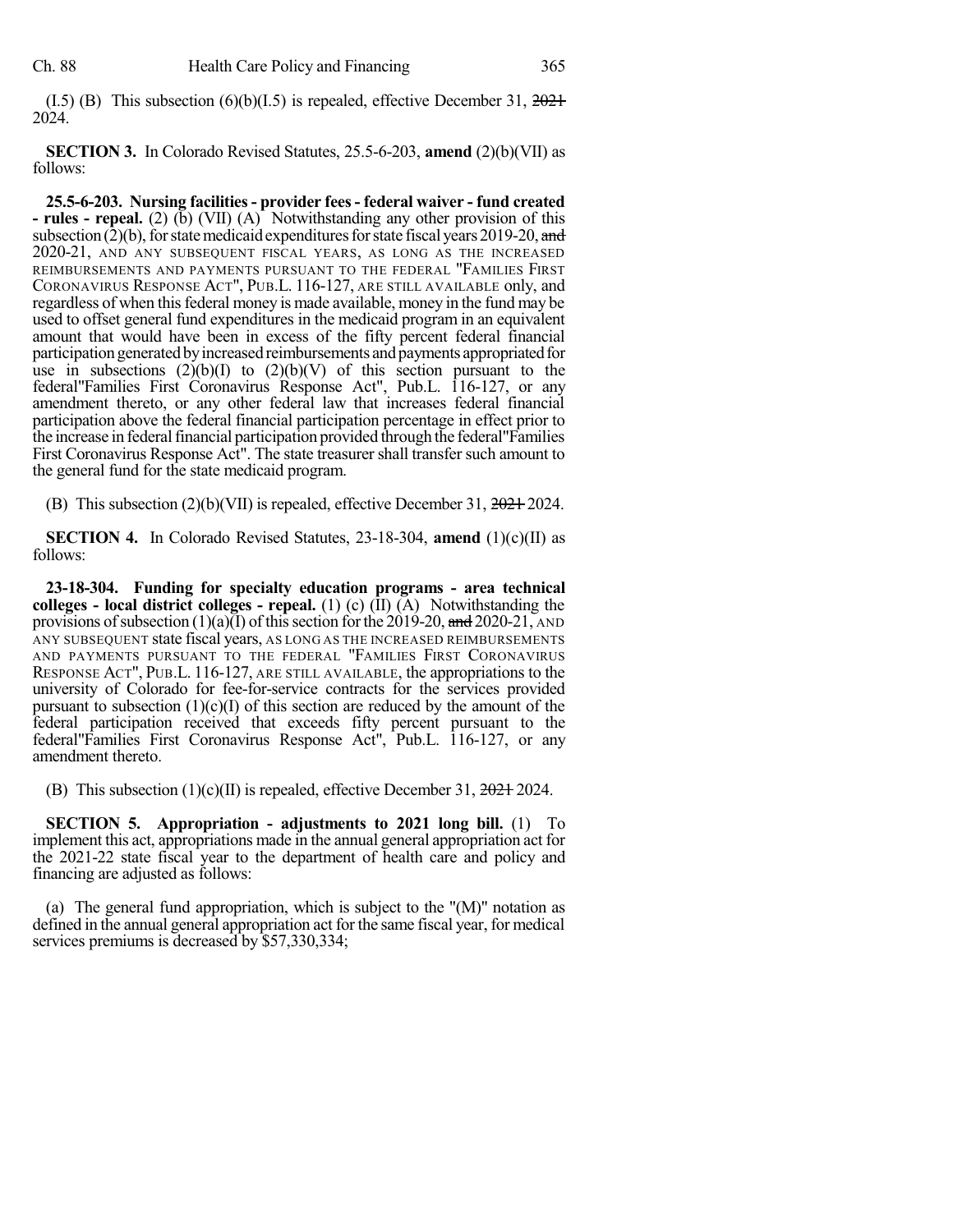(I.5) (B) This subsection (6)(b)(I.5) is repealed, effective December 31, ~~2021~~ 2024.

**SECTION 3.** In Colorado Revised Statutes, 25.5-6-203, **amend** (2)(b)(VII) as follows:

**25.5-6-203. Nursing facilities - provider fees - federal waiver - fund created - rules - repeal.** (2) (b) (VII) (A) Notwithstanding any other provision of this subsection (2)(b), for state medicaid expenditures for state fiscal years 2019-20, ~~and~~ 2020-21, AND ANY SUBSEQUENT FISCAL YEARS, AS LONG AS THE INCREASED REIMBURSEMENTS AND PAYMENTS PURSUANT TO THE FEDERAL "FAMILIES FIRST CORONAVIRUS RESPONSE ACT", PUB.L. 116-127, ARE STILL AVAILABLE only, and regardless of when this federal money is made available, money in the fund may be used to offset general fund expenditures in the medicaid program in an equivalent amount that would have been in excess of the fifty percent federal financial participation generated by increased reimbursements and payments appropriated for use in subsections (2)(b)(I) to (2)(b)(V) of this section pursuant to the federal "Families First Coronavirus Response Act", Pub.L. 116-127, or any amendment thereto, or any other federal law that increases federal financial participation above the federal financial participation percentage in effect prior to the increase in federal financial participation provided through the federal "Families First Coronavirus Response Act". The state treasurer shall transfer such amount to the general fund for the state medicaid program.

(B) This subsection (2)(b)(VII) is repealed, effective December 31, ~~2021~~ 2024.

**SECTION 4.** In Colorado Revised Statutes, 23-18-304, **amend** (1)(c)(II) as follows:

**23-18-304. Funding for specialty education programs - area technical colleges - local district colleges - repeal.** (1) (c) (II) (A) Notwithstanding the provisions of subsection (1)(a)(I) of this section for the 2019-20, ~~and~~ 2020-21, AND ANY SUBSEQUENT state fiscal years, AS LONG AS THE INCREASED REIMBURSEMENTS AND PAYMENTS PURSUANT TO THE FEDERAL "FAMILIES FIRST CORONAVIRUS RESPONSE ACT", PUB.L. 116-127, ARE STILL AVAILABLE, the appropriations to the university of Colorado for fee-for-service contracts for the services provided pursuant to subsection (1)(c)(I) of this section are reduced by the amount of the federal participation received that exceeds fifty percent pursuant to the federal "Families First Coronavirus Response Act", Pub.L. 116-127, or any amendment thereto.

(B) This subsection (1)(c)(II) is repealed, effective December 31, ~~2021~~ 2024.

**SECTION 5. Appropriation - adjustments to 2021 long bill.** (1) To implement this act, appropriations made in the annual general appropriation act for the 2021-22 state fiscal year to the department of health care and policy and financing are adjusted as follows:

(a) The general fund appropriation, which is subject to the "(M)" notation as defined in the annual general appropriation act for the same fiscal year, for medical services premiums is decreased by $57,330,334;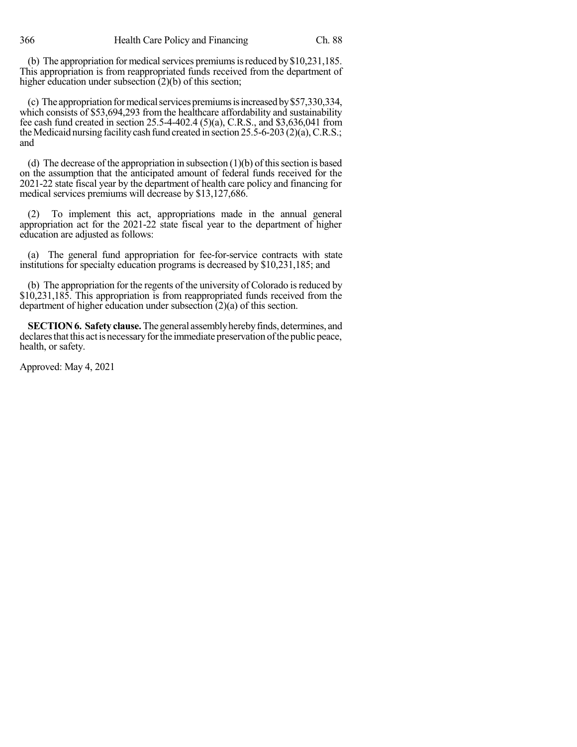(b) The appropriation for medical services premiums is reduced by $10,231,185. This appropriation is from reappropriated funds received from the department of higher education under subsection (2)(b) of this section;

(c) The appropriation for medical services premiums is increased by $57,330,334, which consists of $53,694,293 from the healthcare affordability and sustainability fee cash fund created in section 25.5-4-402.4 (5)(a), C.R.S., and $3,636,041 from the Medicaid nursing facility cash fund created in section 25.5-6-203 (2)(a), C.R.S.; and

(d) The decrease of the appropriation in subsection (1)(b) of this section is based on the assumption that the anticipated amount of federal funds received for the 2021-22 state fiscal year by the department of health care policy and financing for medical services premiums will decrease by $13,127,686.

(2) To implement this act, appropriations made in the annual general appropriation act for the 2021-22 state fiscal year to the department of higher education are adjusted as follows:

(a) The general fund appropriation for fee-for-service contracts with state institutions for specialty education programs is decreased by $10,231,185; and

(b) The appropriation for the regents of the university of Colorado is reduced by $10,231,185. This appropriation is from reappropriated funds received from the department of higher education under subsection (2)(a) of this section.

**SECTION 6. Safety clause.** The general assembly hereby finds, determines, and declares that this act is necessary for the immediate preservation of the public peace, health, or safety.

Approved: May 4, 2021